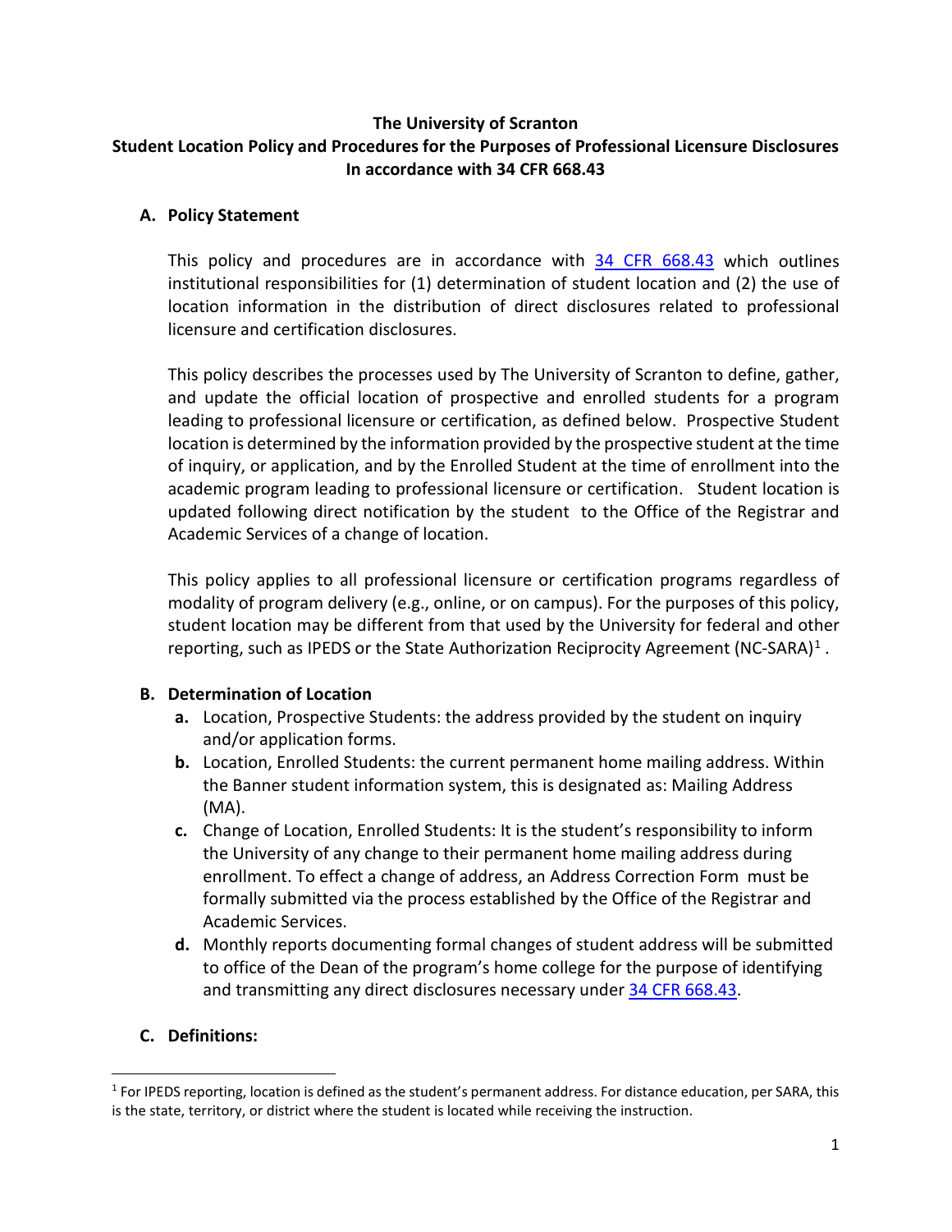**The University of Scranton**
**Student Location Policy and Procedures for the Purposes of Professional Licensure Disclosures**
**In accordance with 34 CFR 668.43**

## A. Policy Statement

This policy and procedures are in accordance with 34 CFR 668.43 which outlines institutional responsibilities for (1) determination of student location and (2) the use of location information in the distribution of direct disclosures related to professional licensure and certification disclosures.

This policy describes the processes used by The University of Scranton to define, gather, and update the official location of prospective and enrolled students for a program leading to professional licensure or certification, as defined below. Prospective Student location is determined by the information provided by the prospective student at the time of inquiry, or application, and by the Enrolled Student at the time of enrollment into the academic program leading to professional licensure or certification. Student location is updated following direct notification by the student to the Office of the Registrar and Academic Services of a change of location.

This policy applies to all professional licensure or certification programs regardless of modality of program delivery (e.g., online, or on campus). For the purposes of this policy, student location may be different from that used by the University for federal and other reporting, such as IPEDS or the State Authorization Reciprocity Agreement (NC-SARA)[1] .

## B. Determination of Location

- **a.** Location, Prospective Students: the address provided by the student on inquiry and/or application forms.
- **b.** Location, Enrolled Students: the current permanent home mailing address. Within the Banner student information system, this is designated as: Mailing Address (MA).
- **c.** Change of Location, Enrolled Students: It is the student's responsibility to inform the University of any change to their permanent home mailing address during enrollment. To effect a change of address, an Address Correction Form must be formally submitted via the process established by the Office of the Registrar and Academic Services.
- **d.** Monthly reports documenting formal changes of student address will be submitted to office of the Dean of the program's home college for the purpose of identifying and transmitting any direct disclosures necessary under 34 CFR 668.43.

## C. Definitions:

[1] For IPEDS reporting, location is defined as the student's permanent address. For distance education, per SARA, this is the state, territory, or district where the student is located while receiving the instruction.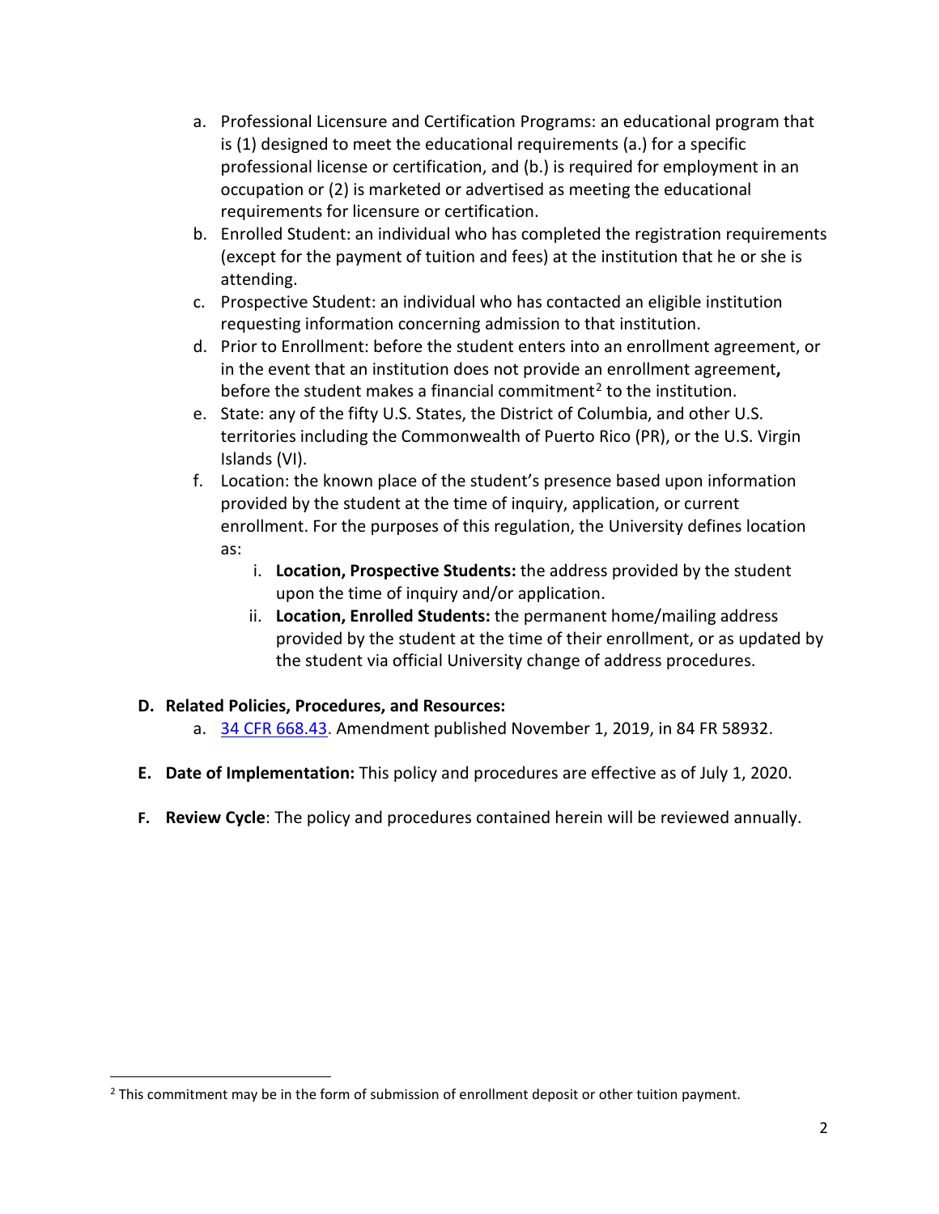a. Professional Licensure and Certification Programs: an educational program that is (1) designed to meet the educational requirements (a.) for a specific professional license or certification, and (b.) is required for employment in an occupation or (2) is marketed or advertised as meeting the educational requirements for licensure or certification.
b. Enrolled Student: an individual who has completed the registration requirements (except for the payment of tuition and fees) at the institution that he or she is attending.
c. Prospective Student: an individual who has contacted an eligible institution requesting information concerning admission to that institution.
d. Prior to Enrollment: before the student enters into an enrollment agreement, or in the event that an institution does not provide an enrollment agreement**,** before the student makes a financial commitment[2] to the institution.
e. State: any of the fifty U.S. States, the District of Columbia, and other U.S. territories including the Commonwealth of Puerto Rico (PR), or the U.S. Virgin Islands (VI).
f. Location: the known place of the student's presence based upon information provided by the student at the time of inquiry, application, or current enrollment. For the purposes of this regulation, the University defines location as:
    i. **Location, Prospective Students:** the address provided by the student upon the time of inquiry and/or application.
    ii. **Location, Enrolled Students:** the permanent home/mailing address provided by the student at the time of their enrollment, or as updated by the student via official University change of address procedures.

**D. Related Policies, Procedures, and Resources:**

a. 34 CFR 668.43. Amendment published November 1, 2019, in 84 FR 58932.

**E. Date of Implementation:** This policy and procedures are effective as of July 1, 2020.

**F. Review Cycle**: The policy and procedures contained herein will be reviewed annually.

[2] This commitment may be in the form of submission of enrollment deposit or other tuition payment.